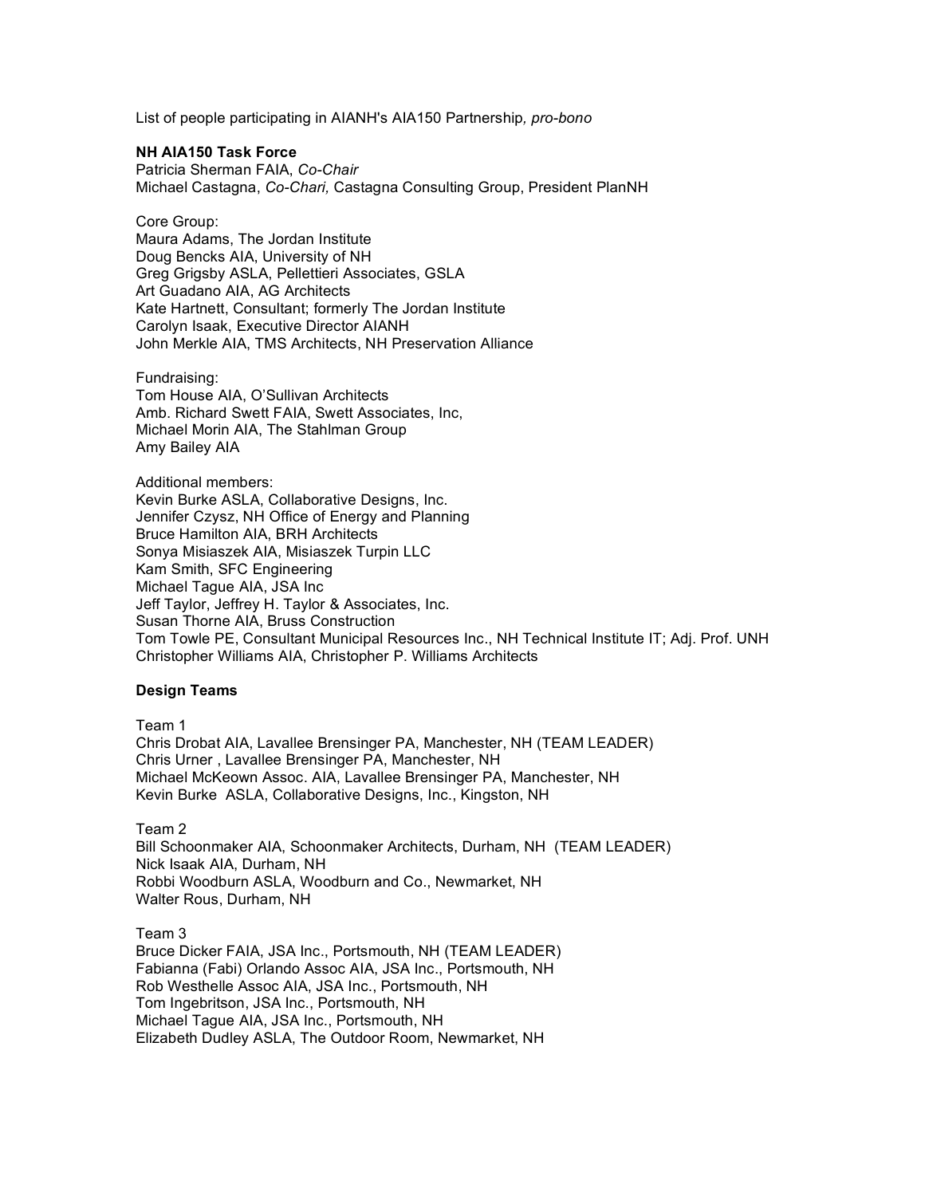List of people participating in AIANH's AIA150 Partnership*, pro-bono*

**NH AIA150 Task Force**
Patricia Sherman FAIA, *Co-Chair*
Michael Castagna, *Co-Chari,* Castagna Consulting Group, President PlanNH

Core Group:
Maura Adams, The Jordan Institute
Doug Bencks AIA, University of NH
Greg Grigsby ASLA, Pellettieri Associates, GSLA
Art Guadano AIA, AG Architects
Kate Hartnett, Consultant; formerly The Jordan Institute
Carolyn Isaak, Executive Director AIANH
John Merkle AIA, TMS Architects, NH Preservation Alliance

Fundraising:
Tom House AIA, O'Sullivan Architects
Amb. Richard Swett FAIA, Swett Associates, Inc,
Michael Morin AIA, The Stahlman Group
Amy Bailey AIA

Additional members:
Kevin Burke ASLA, Collaborative Designs, Inc.
Jennifer Czysz, NH Office of Energy and Planning
Bruce Hamilton AIA, BRH Architects
Sonya Misiaszek AIA, Misiaszek Turpin LLC
Kam Smith, SFC Engineering
Michael Tague AIA, JSA Inc
Jeff Taylor, Jeffrey H. Taylor & Associates, Inc.
Susan Thorne AIA, Bruss Construction
Tom Towle PE, Consultant Municipal Resources Inc., NH Technical Institute IT; Adj. Prof. UNH
Christopher Williams AIA, Christopher P. Williams Architects

**Design Teams**

Team 1
Chris Drobat AIA, Lavallee Brensinger PA, Manchester, NH (TEAM LEADER)
Chris Urner , Lavallee Brensinger PA, Manchester, NH
Michael McKeown Assoc. AIA, Lavallee Brensinger PA, Manchester, NH
Kevin Burke ASLA, Collaborative Designs, Inc., Kingston, NH

Team 2
Bill Schoonmaker AIA, Schoonmaker Architects, Durham, NH (TEAM LEADER)
Nick Isaak AIA, Durham, NH
Robbi Woodburn ASLA, Woodburn and Co., Newmarket, NH
Walter Rous, Durham, NH

Team 3
Bruce Dicker FAIA, JSA Inc., Portsmouth, NH (TEAM LEADER)
Fabianna (Fabi) Orlando Assoc AIA, JSA Inc., Portsmouth, NH
Rob Westhelle Assoc AIA, JSA Inc., Portsmouth, NH
Tom Ingebritson, JSA Inc., Portsmouth, NH
Michael Tague AIA, JSA Inc., Portsmouth, NH
Elizabeth Dudley ASLA, The Outdoor Room, Newmarket, NH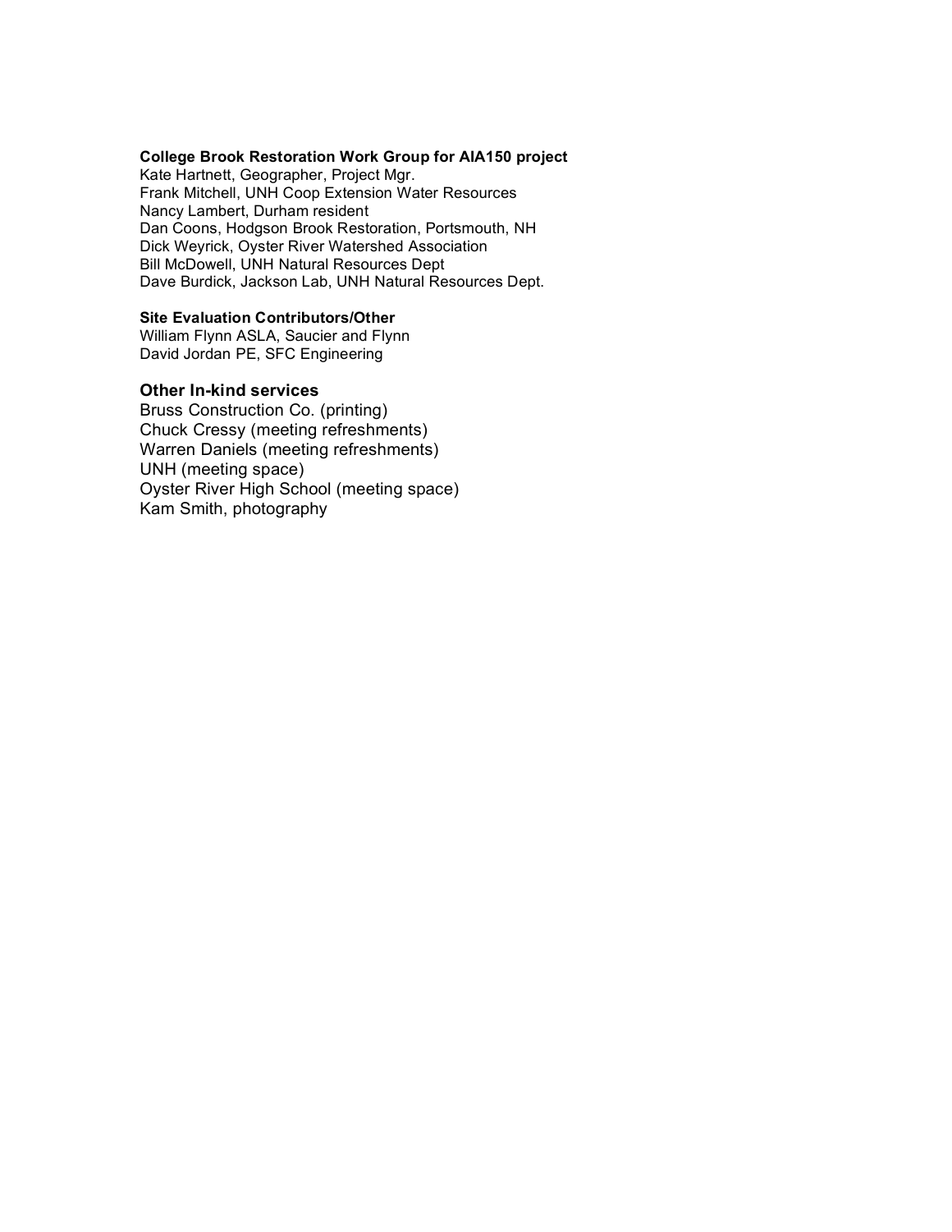**College Brook Restoration Work Group for AIA150 project**

Kate Hartnett, Geographer, Project Mgr.
Frank Mitchell, UNH Coop Extension Water Resources
Nancy Lambert, Durham resident
Dan Coons, Hodgson Brook Restoration, Portsmouth, NH
Dick Weyrick, Oyster River Watershed Association
Bill McDowell, UNH Natural Resources Dept
Dave Burdick, Jackson Lab, UNH Natural Resources Dept.

**Site Evaluation Contributors/Other**

William Flynn ASLA, Saucier and Flynn
David Jordan PE, SFC Engineering

### Other In-kind services

Bruss Construction Co. (printing)
Chuck Cressy (meeting refreshments)
Warren Daniels (meeting refreshments)
UNH (meeting space)
Oyster River High School (meeting space)
Kam Smith, photography